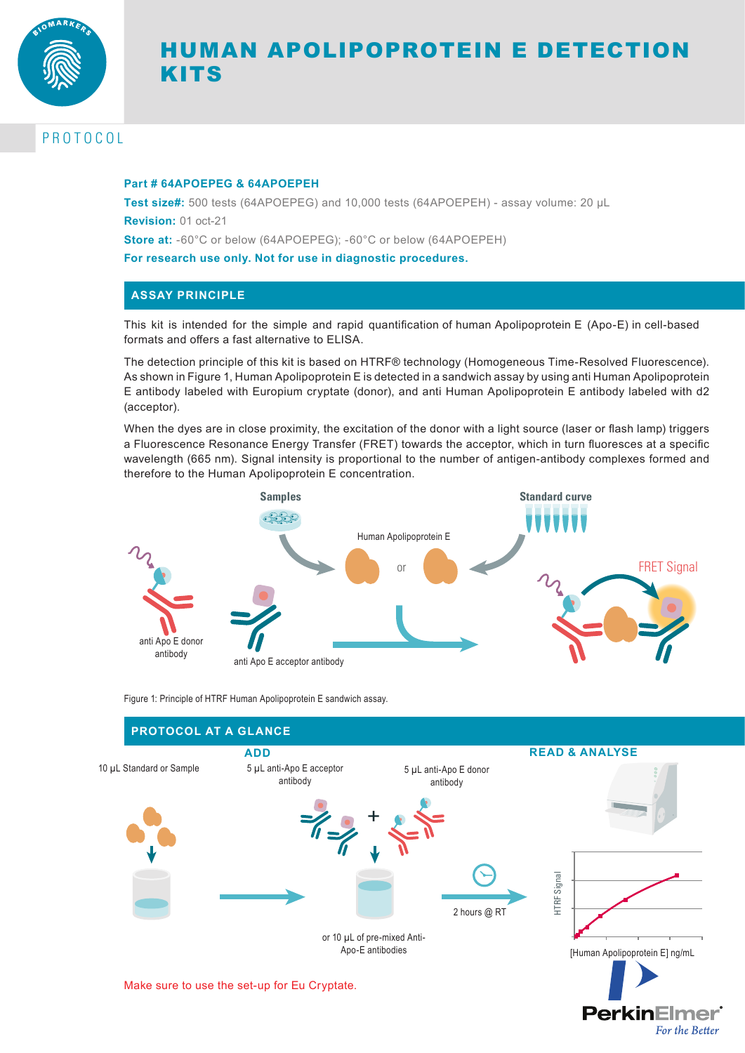# HUMAN APOLIPOPROTEIN E DETECTION KITS

PROTOCOL

**Part # 64APOEPEG & 64APOEPEH**

**Test size#:** 500 tests (64APOEPEG) and 10,000 tests (64APOEPEH) - assay volume: 20 µL

**Revision:** 01 oct-21

**Store at:** -60°C or below (64APOEPEG); -60°C or below (64APOEPEH)

**For research use only. Not for use in diagnostic procedures.**

## ASSAY PRINCIPLE

This kit is intended for the simple and rapid quantification of human Apolipoprotein E (Apo-E) in cell-based formats and offers a fast alternative to ELISA.

The detection principle of this kit is based on HTRF® technology (Homogeneous Time-Resolved Fluorescence). As shown in Figure 1, Human Apolipoprotein E is detected in a sandwich assay by using anti Human Apolipoprotein E antibody labeled with Europium cryptate (donor), and anti Human Apolipoprotein E antibody labeled with d2 (acceptor).

When the dyes are in close proximity, the excitation of the donor with a light source (laser or flash lamp) triggers a Fluorescence Resonance Energy Transfer (FRET) towards the acceptor, which in turn fluoresces at a specific wavelength (665 nm). Signal intensity is proportional to the number of antigen-antibody complexes formed and therefore to the Human Apolipoprotein E concentration.

Samples | Standard curve | Human Apolipoprotein E | or | anti Apo E donor antibody | anti Apo E acceptor antibody | FRET Signal

Figure 1: Principle of HTRF Human Apolipoprotein E sandwich assay.

## PROTOCOL AT A GLANCE

**ADD**

10 µL Standard or Sample

5 µL anti-Apo E acceptor antibody + 5 µL anti-Apo E donor antibody

or 10 µL of pre-mixed Anti-Apo-E antibodies

2 hours @ RT

**READ & ANALYSE**

HTRF Signal vs [Human Apolipoprotein E] ng/mL

Make sure to use the set-up for Eu Cryptate.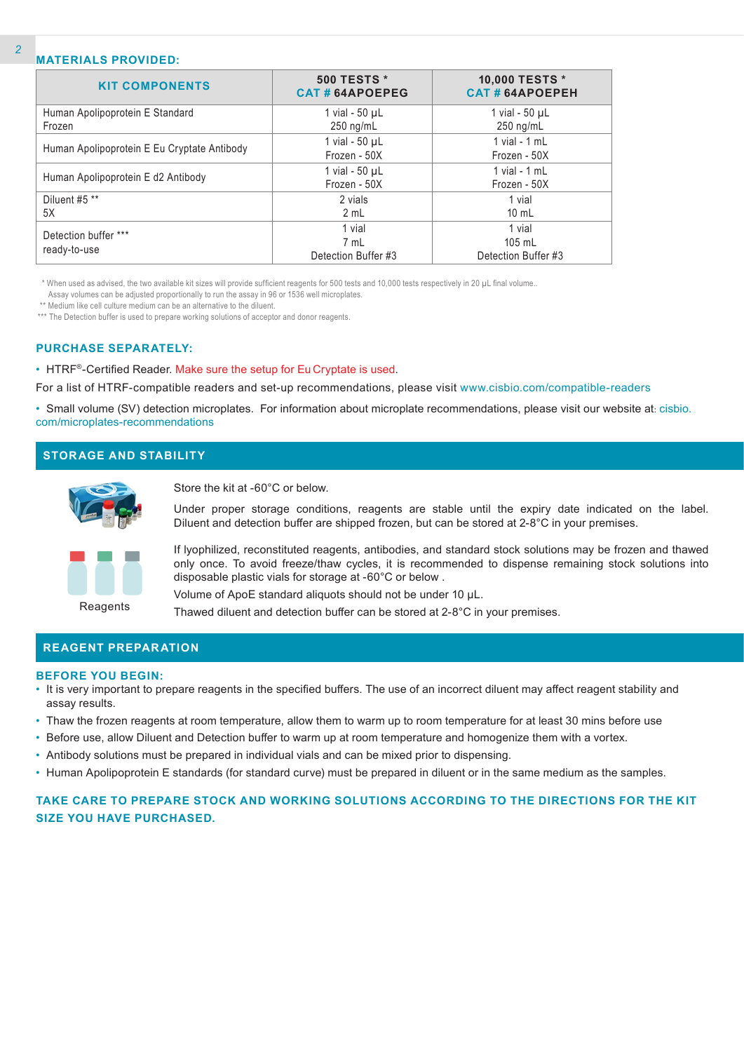## MATERIALS PROVIDED:

| KIT COMPONENTS | 500 TESTS * CAT # 64APOEPEG | 10,000 TESTS * CAT # 64APOEPEH |
|---|---|---|
| Human Apolipoprotein E Standard Frozen | 1 vial - 50 µL 250 ng/mL | 1 vial - 50 µL 250 ng/mL |
| Human Apolipoprotein E Eu Cryptate Antibody | 1 vial - 50 µL Frozen - 50X | 1 vial - 1 mL Frozen - 50X |
| Human Apolipoprotein E d2 Antibody | 1 vial - 50 µL Frozen - 50X | 1 vial - 1 mL Frozen - 50X |
| Diluent #5 ** 5X | 2 vials 2 mL | 1 vial 10 mL |
| Detection buffer *** ready-to-use | 1 vial 7 mL Detection Buffer #3 | 1 vial 105 mL Detection Buffer #3 |

\* When used as advised, the two available kit sizes will provide sufficient reagents for 500 tests and 10,000 tests respectively in 20 µL final volume.. Assay volumes can be adjusted proportionally to run the assay in 96 or 1536 well microplates.

** Medium like cell culture medium can be an alternative to the diluent.

*** The Detection buffer is used to prepare working solutions of acceptor and donor reagents.

## PURCHASE SEPARATELY:

- HTRF®-Certified Reader. Make sure the setup for Eu Cryptate is used.

For a list of HTRF-compatible readers and set-up recommendations, please visit www.cisbio.com/compatible-readers

- Small volume (SV) detection microplates. For information about microplate recommendations, please visit our website at: cisbio.com/microplates-recommendations

## STORAGE AND STABILITY

Store the kit at -60°C or below.

Under proper storage conditions, reagents are stable until the expiry date indicated on the label. Diluent and detection buffer are shipped frozen, but can be stored at 2-8°C in your premises.

If lyophilized, reconstituted reagents, antibodies, and standard stock solutions may be frozen and thawed only once. To avoid freeze/thaw cycles, it is recommended to dispense remaining stock solutions into disposable plastic vials for storage at -60°C or below .

Volume of ApoE standard aliquots should not be under 10 µL.

Thawed diluent and detection buffer can be stored at 2-8°C in your premises.

Reagents

## REAGENT PREPARATION

### BEFORE YOU BEGIN:

- It is very important to prepare reagents in the specified buffers. The use of an incorrect diluent may affect reagent stability and assay results.
- Thaw the frozen reagents at room temperature, allow them to warm up to room temperature for at least 30 mins before use
- Before use, allow Diluent and Detection buffer to warm up at room temperature and homogenize them with a vortex.
- Antibody solutions must be prepared in individual vials and can be mixed prior to dispensing.
- Human Apolipoprotein E standards (for standard curve) must be prepared in diluent or in the same medium as the samples.

**TAKE CARE TO PREPARE STOCK AND WORKING SOLUTIONS ACCORDING TO THE DIRECTIONS FOR THE KIT SIZE YOU HAVE PURCHASED.**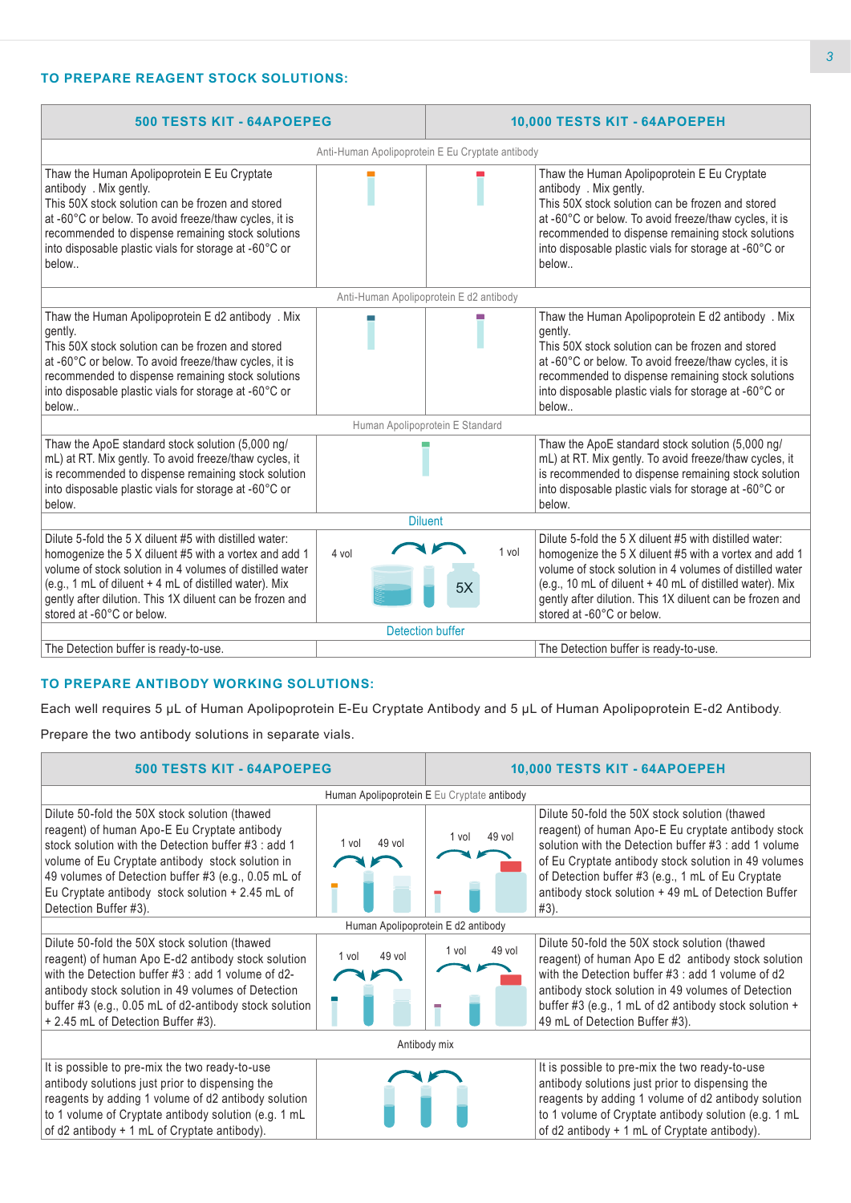## TO PREPARE REAGENT STOCK SOLUTIONS:

| 500 TESTS KIT - 64APOEPEG | | | 10,000 TESTS KIT - 64APOEPEH |
|---|---|---|---|
| | Anti-Human Apolipoprotein E Eu Cryptate antibody | | |
| Thaw the Human Apolipoprotein E Eu Cryptate antibody . Mix gently. This 50X stock solution can be frozen and stored at -60°C or below. To avoid freeze/thaw cycles, it is recommended to dispense remaining stock solutions into disposable plastic vials for storage at -60°C or below.. | | | Thaw the Human Apolipoprotein E Eu Cryptate antibody . Mix gently. This 50X stock solution can be frozen and stored at -60°C or below. To avoid freeze/thaw cycles, it is recommended to dispense remaining stock solutions into disposable plastic vials for storage at -60°C or below.. |
| | Anti-Human Apolipoprotein E d2 antibody | | |
| Thaw the Human Apolipoprotein E d2 antibody . Mix gently. This 50X stock solution can be frozen and stored at -60°C or below. To avoid freeze/thaw cycles, it is recommended to dispense remaining stock solutions into disposable plastic vials for storage at -60°C or below.. | | | Thaw the Human Apolipoprotein E d2 antibody . Mix gently. This 50X stock solution can be frozen and stored at -60°C or below. To avoid freeze/thaw cycles, it is recommended to dispense remaining stock solutions into disposable plastic vials for storage at -60°C or below.. |
| | Human Apolipoprotein E Standard | | |
| Thaw the ApoE standard stock solution (5,000 ng/mL) at RT. Mix gently. To avoid freeze/thaw cycles, it is recommended to dispense remaining stock solution into disposable plastic vials for storage at -60°C or below. | | | Thaw the ApoE standard stock solution (5,000 ng/mL) at RT. Mix gently. To avoid freeze/thaw cycles, it is recommended to dispense remaining stock solution into disposable plastic vials for storage at -60°C or below. |
| | Diluent | | |
| Dilute 5-fold the 5 X diluent #5 with distilled water: homogenize the 5 X diluent #5 with a vortex and add 1 volume of stock solution in 4 volumes of distilled water (e.g., 1 mL of diluent + 4 mL of distilled water). Mix gently after dilution. This 1X diluent can be frozen and stored at -60°C or below. | 4 vol | 1 vol 5X | Dilute 5-fold the 5 X diluent #5 with distilled water: homogenize the 5 X diluent #5 with a vortex and add 1 volume of stock solution in 4 volumes of distilled water (e.g., 10 mL of diluent + 40 mL of distilled water). Mix gently after dilution. This 1X diluent can be frozen and stored at -60°C or below. |
| | Detection buffer | | |
| The Detection buffer is ready-to-use. | | | The Detection buffer is ready-to-use. |

## TO PREPARE ANTIBODY WORKING SOLUTIONS:

Each well requires 5 µL of Human Apolipoprotein E-Eu Cryptate Antibody and 5 µL of Human Apolipoprotein E-d2 Antibody.

Prepare the two antibody solutions in separate vials.

| 500 TESTS KIT - 64APOEPEG | | | 10,000 TESTS KIT - 64APOEPEH |
|---|---|---|---|
| | Human Apolipoprotein E Eu Cryptate antibody | | |
| Dilute 50-fold the 50X stock solution (thawed reagent) of human Apo-E Eu Cryptate antibody stock solution with the Detection buffer #3 : add 1 volume of Eu Cryptate antibody stock solution in 49 volumes of Detection buffer #3 (e.g., 0.05 mL of Eu Cryptate antibody stock solution + 2.45 mL of Detection Buffer #3). | 1 vol 49 vol | 1 vol 49 vol | Dilute 50-fold the 50X stock solution (thawed reagent) of human Apo-E Eu cryptate antibody stock solution with the Detection buffer #3 : add 1 volume of Eu Cryptate antibody stock solution in 49 volumes of Detection buffer #3 (e.g., 1 mL of Eu Cryptate antibody stock solution + 49 mL of Detection Buffer #3). |
| | Human Apolipoprotein E d2 antibody | | |
| Dilute 50-fold the 50X stock solution (thawed reagent) of human Apo E-d2 antibody stock solution with the Detection buffer #3 : add 1 volume of d2-antibody stock solution in 49 volumes of Detection buffer #3 (e.g., 0.05 mL of d2-antibody stock solution + 2.45 mL of Detection Buffer #3). | 1 vol 49 vol | 1 vol 49 vol | Dilute 50-fold the 50X stock solution (thawed reagent) of human Apo E d2 antibody stock solution with the Detection buffer #3 : add 1 volume of d2 antibody stock solution in 49 volumes of Detection buffer #3 (e.g., 1 mL of d2 antibody stock solution + 49 mL of Detection Buffer #3). |
| | Antibody mix | | |
| It is possible to pre-mix the two ready-to-use antibody solutions just prior to dispensing the reagents by adding 1 volume of d2 antibody solution to 1 volume of Cryptate antibody solution (e.g. 1 mL of d2 antibody + 1 mL of Cryptate antibody). | | | It is possible to pre-mix the two ready-to-use antibody solutions just prior to dispensing the reagents by adding 1 volume of d2 antibody solution to 1 volume of Cryptate antibody solution (e.g. 1 mL of d2 antibody + 1 mL of Cryptate antibody). |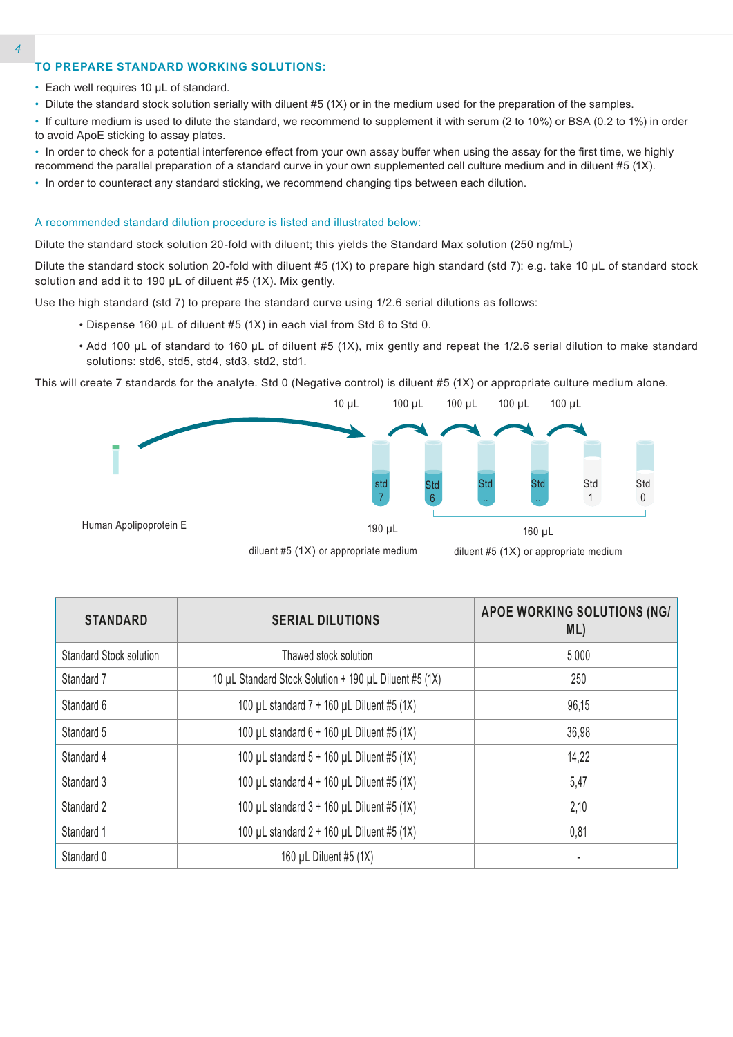## TO PREPARE STANDARD WORKING SOLUTIONS:

- Each well requires 10 µL of standard.
- Dilute the standard stock solution serially with diluent #5 (1X) or in the medium used for the preparation of the samples.
- If culture medium is used to dilute the standard, we recommend to supplement it with serum (2 to 10%) or BSA (0.2 to 1%) in order to avoid ApoE sticking to assay plates.
- In order to check for a potential interference effect from your own assay buffer when using the assay for the first time, we highly recommend the parallel preparation of a standard curve in your own supplemented cell culture medium and in diluent #5 (1X).
- In order to counteract any standard sticking, we recommend changing tips between each dilution.

A recommended standard dilution procedure is listed and illustrated below:

Dilute the standard stock solution 20-fold with diluent; this yields the Standard Max solution (250 ng/mL)

Dilute the standard stock solution 20-fold with diluent #5 (1X) to prepare high standard (std 7): e.g. take 10 µL of standard stock solution and add it to 190 µL of diluent #5 (1X). Mix gently.

Use the high standard (std 7) to prepare the standard curve using 1/2.6 serial dilutions as follows:

- Dispense 160 µL of diluent #5 (1X) in each vial from Std 6 to Std 0.
- Add 100 µL of standard to 160 µL of diluent #5 (1X), mix gently and repeat the 1/2.6 serial dilution to make standard solutions: std6, std5, std4, std3, std2, std1.

This will create 7 standards for the analyte. Std 0 (Negative control) is diluent #5 (1X) or appropriate culture medium alone.

10 µL 100 µL 100 µL 100 µL 100 µL

Human Apolipoprotein E — std 7 — Std 6 — Std .. — Std .. — Std 1 — Std 0

190 µL diluent #5 (1X) or appropriate medium

160 µL diluent #5 (1X) or appropriate medium

| STANDARD | SERIAL DILUTIONS | APOE WORKING SOLUTIONS (NG/ML) |
|---|---|---|
| Standard Stock solution | Thawed stock solution | 5 000 |
| Standard 7 | 10 µL Standard Stock Solution + 190 µL Diluent #5 (1X) | 250 |
| Standard 6 | 100 µL standard 7 + 160 µL Diluent #5 (1X) | 96,15 |
| Standard 5 | 100 µL standard 6 + 160 µL Diluent #5 (1X) | 36,98 |
| Standard 4 | 100 µL standard 5 + 160 µL Diluent #5 (1X) | 14,22 |
| Standard 3 | 100 µL standard 4 + 160 µL Diluent #5 (1X) | 5,47 |
| Standard 2 | 100 µL standard 3 + 160 µL Diluent #5 (1X) | 2,10 |
| Standard 1 | 100 µL standard 2 + 160 µL Diluent #5 (1X) | 0,81 |
| Standard 0 | 160 µL Diluent #5 (1X) | - |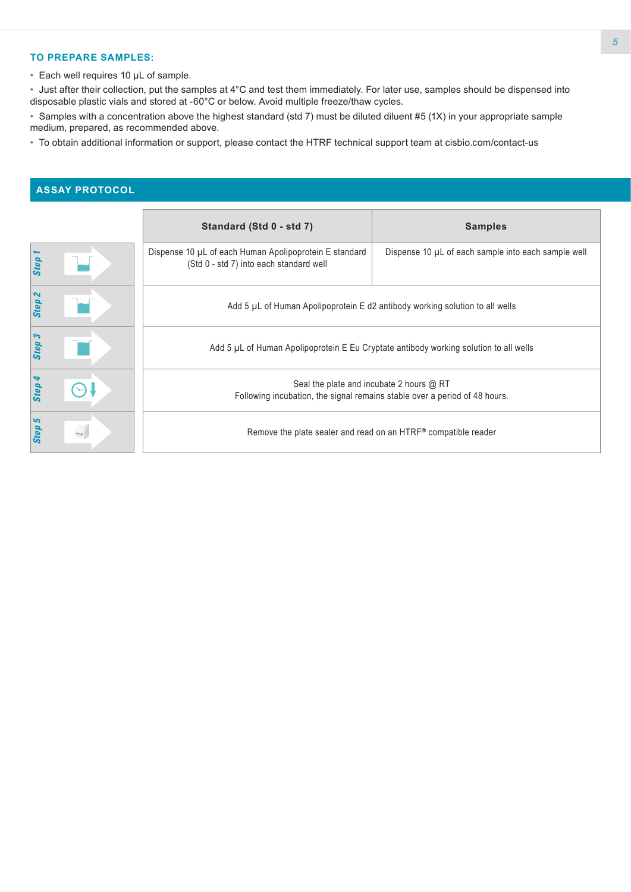### TO PREPARE SAMPLES:

- Each well requires 10 µL of sample.
- Just after their collection, put the samples at 4°C and test them immediately. For later use, samples should be dispensed into disposable plastic vials and stored at -60°C or below. Avoid multiple freeze/thaw cycles.
- Samples with a concentration above the highest standard (std 7) must be diluted diluent #5 (1X) in your appropriate sample medium, prepared, as recommended above.
- To obtain additional information or support, please contact the HTRF technical support team at cisbio.com/contact-us

## ASSAY PROTOCOL

| | Standard (Std 0 - std 7) | Samples |
|---|---|---|
| Step 1 | Dispense 10 µL of each Human Apolipoprotein E standard (Std 0 - std 7) into each standard well | Dispense 10 µL of each sample into each sample well |
| Step 2 | Add 5 µL of Human Apolipoprotein E d2 antibody working solution to all wells | |
| Step 3 | Add 5 µL of Human Apolipoprotein E Eu Cryptate antibody working solution to all wells | |
| Step 4 | Seal the plate and incubate 2 hours @ RT<br>Following incubation, the signal remains stable over a period of 48 hours. | |
| Step 5 | Remove the plate sealer and read on an HTRF® compatible reader | |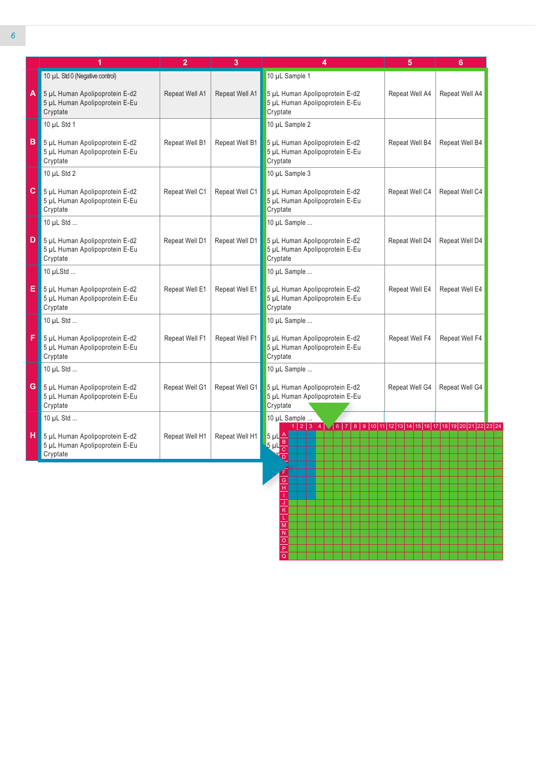| | 1 | 2 | 3 | 4 | 5 | 6 |
|---|---|---|---|---|---|---|
| A | 10 µL Std 0 (Negative control)<br>5 µL Human Apolipoprotein E-d2<br>5 µL Human Apolipoprotein E-Eu Cryptate | Repeat Well A1 | Repeat Well A1 | 10 µL Sample 1<br>5 µL Human Apolipoprotein E-d2<br>5 µL Human Apolipoprotein E-Eu Cryptate | Repeat Well A4 | Repeat Well A4 |
| B | 10 µL Std 1<br>5 µL Human Apolipoprotein E-d2<br>5 µL Human Apolipoprotein E-Eu Cryptate | Repeat Well B1 | Repeat Well B1 | 10 µL Sample 2<br>5 µL Human Apolipoprotein E-d2<br>5 µL Human Apolipoprotein E-Eu Cryptate | Repeat Well B4 | Repeat Well B4 |
| C | 10 µL Std 2<br>5 µL Human Apolipoprotein E-d2<br>5 µL Human Apolipoprotein E-Eu Cryptate | Repeat Well C1 | Repeat Well C1 | 10 µL Sample 3<br>5 µL Human Apolipoprotein E-d2<br>5 µL Human Apolipoprotein E-Eu Cryptate | Repeat Well C4 | Repeat Well C4 |
| D | 10 µL Std ...<br>5 µL Human Apolipoprotein E-d2<br>5 µL Human Apolipoprotein E-Eu Cryptate | Repeat Well D1 | Repeat Well D1 | 10 µL Sample ...<br>5 µL Human Apolipoprotein E-d2<br>5 µL Human Apolipoprotein E-Eu Cryptate | Repeat Well D4 | Repeat Well D4 |
| E | 10 µLStd ...<br>5 µL Human Apolipoprotein E-d2<br>5 µL Human Apolipoprotein E-Eu Cryptate | Repeat Well E1 | Repeat Well E1 | 10 µL Sample ...<br>5 µL Human Apolipoprotein E-d2<br>5 µL Human Apolipoprotein E-Eu Cryptate | Repeat Well E4 | Repeat Well E4 |
| F | 10 µL Std ...<br>5 µL Human Apolipoprotein E-d2<br>5 µL Human Apolipoprotein E-Eu Cryptate | Repeat Well F1 | Repeat Well F1 | 10 µL Sample ...<br>5 µL Human Apolipoprotein E-d2<br>5 µL Human Apolipoprotein E-Eu Cryptate | Repeat Well F4 | Repeat Well F4 |
| G | 10 µL Std ...<br>5 µL Human Apolipoprotein E-d2<br>5 µL Human Apolipoprotein E-Eu Cryptate | Repeat Well G1 | Repeat Well G1 | 10 µL Sample ...<br>5 µL Human Apolipoprotein E-d2<br>5 µL Human Apolipoprotein E-Eu Cryptate | Repeat Well G4 | Repeat Well G4 |
| H | 10 µL Std ...<br>5 µL Human Apolipoprotein E-d2<br>5 µL Human Apolipoprotein E-Eu Cryptate | Repeat Well H1 | Repeat Well H1 | 10 µL Sample ...<br>5 µL ...<br>5 µL ... | | |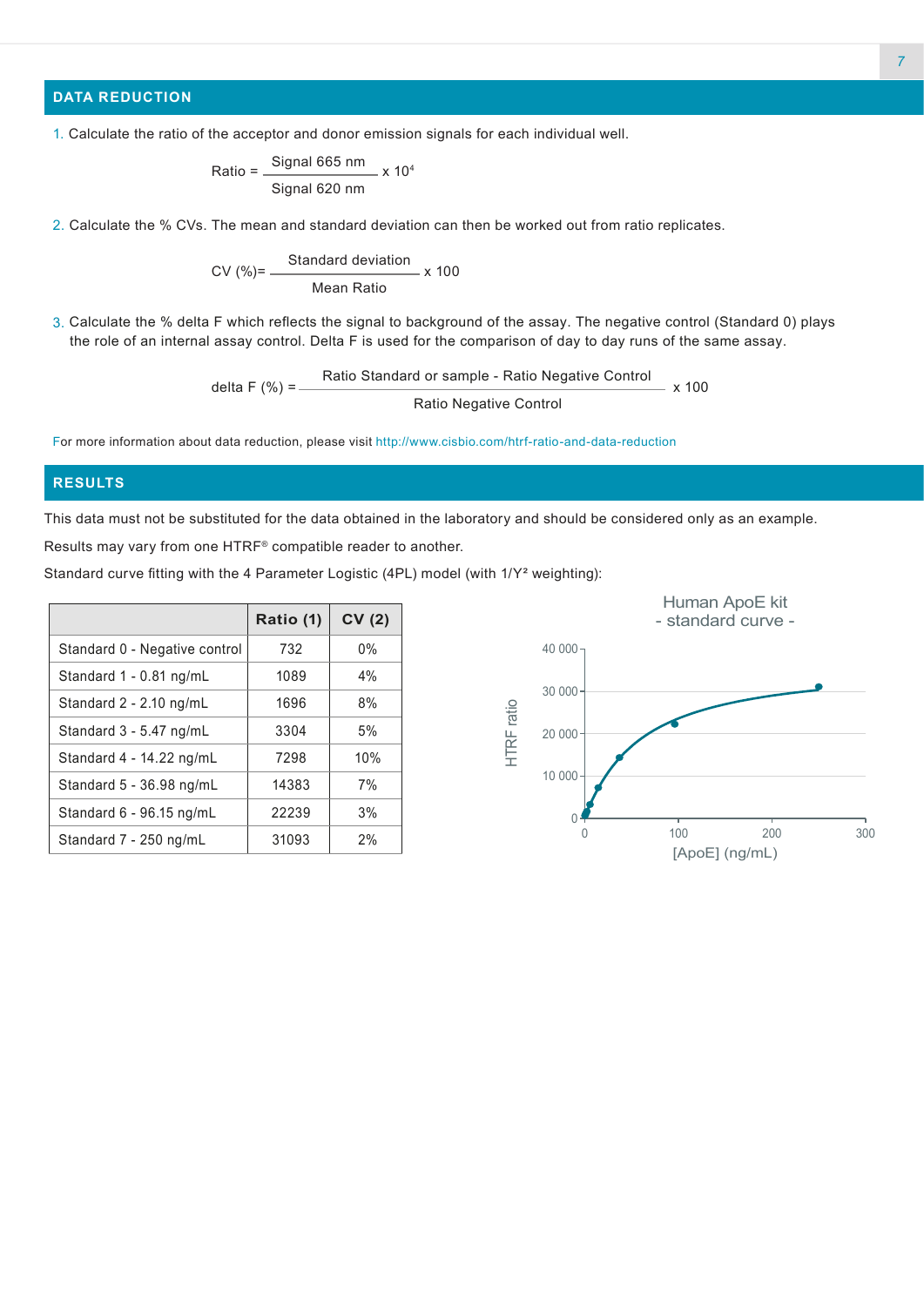## DATA REDUCTION

1. Calculate the ratio of the acceptor and donor emission signals for each individual well.

$$\text{Ratio} = \frac{\text{Signal 665 nm}}{\text{Signal 620 nm}} \times 10^4$$

2. Calculate the % CVs. The mean and standard deviation can then be worked out from ratio replicates.

$$\text{CV (\%)} = \frac{\text{Standard deviation}}{\text{Mean Ratio}} \times 100$$

3. Calculate the % delta F which reflects the signal to background of the assay. The negative control (Standard 0) plays the role of an internal assay control. Delta F is used for the comparison of day to day runs of the same assay.

$$\text{delta F (\%)} = \frac{\text{Ratio Standard or sample - Ratio Negative Control}}{\text{Ratio Negative Control}} \times 100$$

For more information about data reduction, please visit http://www.cisbio.com/htrf-ratio-and-data-reduction

## RESULTS

This data must not be substituted for the data obtained in the laboratory and should be considered only as an example.

Results may vary from one HTRF® compatible reader to another.

Standard curve fitting with the 4 Parameter Logistic (4PL) model (with $1/Y^2$ weighting):

| | Ratio (1) | CV (2) |
|---|---|---|
| Standard 0 - Negative control | 732 | 0% |
| Standard 1 - 0.81 ng/mL | 1089 | 4% |
| Standard 2 - 2.10 ng/mL | 1696 | 8% |
| Standard 3 - 5.47 ng/mL | 3304 | 5% |
| Standard 4 - 14.22 ng/mL | 7298 | 10% |
| Standard 5 - 36.98 ng/mL | 14383 | 7% |
| Standard 6 - 96.15 ng/mL | 22239 | 3% |
| Standard 7 - 250 ng/mL | 31093 | 2% |

Human ApoE kit
- standard curve -

HTRF ratio (0 – 40 000) vs [ApoE] (ng/mL) (0 – 300)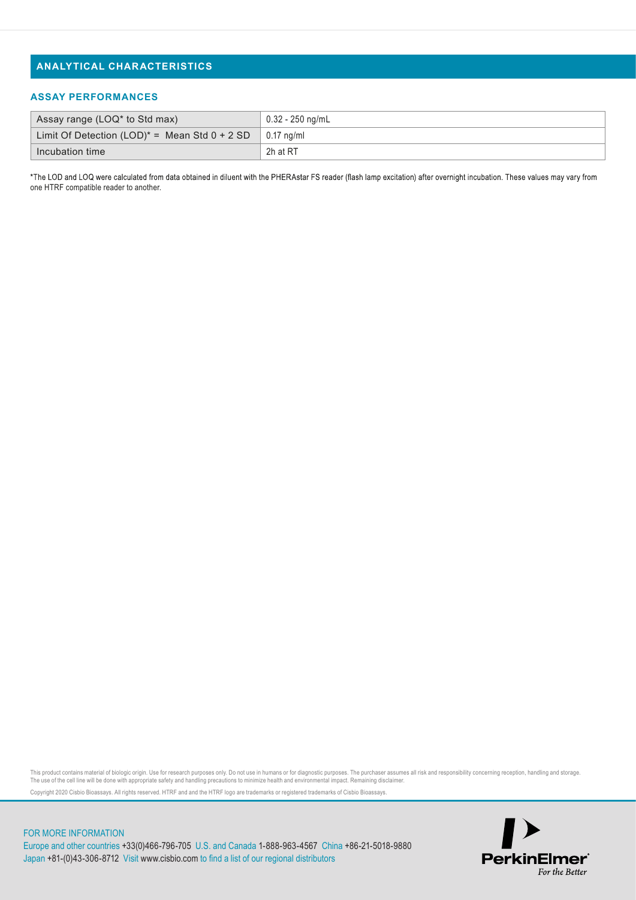## ANALYTICAL CHARACTERISTICS

### ASSAY PERFORMANCES

| | |
|---|---|
| Assay range (LOQ* to Std max) | 0.32 - 250 ng/mL |
| Limit Of Detection (LOD)* = Mean Std 0 + 2 SD | 0.17 ng/ml |
| Incubation time | 2h at RT |

*The LOD and LOQ were calculated from data obtained in diluent with the PHERAstar FS reader (flash lamp excitation) after overnight incubation. These values may vary from one HTRF compatible reader to another.

This product contains material of biologic origin. Use for research purposes only. Do not use in humans or for diagnostic purposes. The purchaser assumes all risk and responsibility concerning reception, handling and storage. The use of the cell line will be done with appropriate safety and handling precautions to minimize health and environmental impact. Remaining disclaimer.

Copyright 2020 Cisbio Bioassays. All rights reserved. HTRF and and the HTRF logo are trademarks or registered trademarks of Cisbio Bioassays.

FOR MORE INFORMATION
Europe and other countries +33(0)466-796-705 U.S. and Canada 1-888-963-4567 China +86-21-5018-9880
Japan +81-(0)43-306-8712 Visit www.cisbio.com to find a list of our regional distributors

PerkinElmer
For the Better